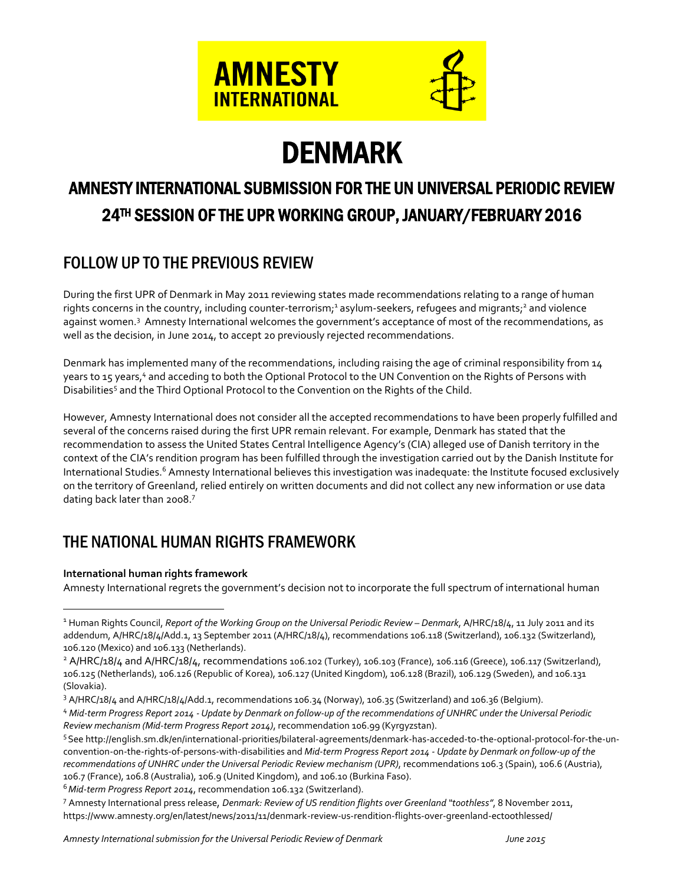AMNESTY INTERNATIONAL

# DENMARK

## AMNESTY INTERNATIONAL SUBMISSION FOR THE UN UNIVERSAL PERIODIC REVIEW 24TH SESSION OF THE UPR WORKING GROUP, JANUARY/FEBRUARY 2016

## FOLLOW UP TO THE PREVIOUS REVIEW

During the first UPR of Denmark in May 2011 reviewing states made recommendations relating to a range of human rights concerns in the country, including counter-terrorism;[1] asylum-seekers, refugees and migrants;[2] and violence against women.[3] Amnesty International welcomes the government's acceptance of most of the recommendations, as well as the decision, in June 2014, to accept 20 previously rejected recommendations.

Denmark has implemented many of the recommendations, including raising the age of criminal responsibility from 14 years to 15 years,[4] and acceding to both the Optional Protocol to the UN Convention on the Rights of Persons with Disabilities[5] and the Third Optional Protocol to the Convention on the Rights of the Child.

However, Amnesty International does not consider all the accepted recommendations to have been properly fulfilled and several of the concerns raised during the first UPR remain relevant. For example, Denmark has stated that the recommendation to assess the United States Central Intelligence Agency's (CIA) alleged use of Danish territory in the context of the CIA's rendition program has been fulfilled through the investigation carried out by the Danish Institute for International Studies.[6] Amnesty International believes this investigation was inadequate: the Institute focused exclusively on the territory of Greenland, relied entirely on written documents and did not collect any new information or use data dating back later than 2008.[7]

## THE NATIONAL HUMAN RIGHTS FRAMEWORK

**International human rights framework**

Amnesty International regrets the government's decision not to incorporate the full spectrum of international human

---

[1] Human Rights Council, *Report of the Working Group on the Universal Periodic Review – Denmark*, A/HRC/18/4, 11 July 2011 and its addendum, A/HRC/18/4/Add.1, 13 September 2011 (A/HRC/18/4), recommendations 106.118 (Switzerland), 106.132 (Switzerland), 106.120 (Mexico) and 106.133 (Netherlands).

[2] A/HRC/18/4 and A/HRC/18/4, recommendations 106.102 (Turkey), 106.103 (France), 106.116 (Greece), 106.117 (Switzerland), 106.125 (Netherlands), 106.126 (Republic of Korea), 106.127 (United Kingdom), 106.128 (Brazil), 106.129 (Sweden), and 106.131 (Slovakia).

[3] A/HRC/18/4 and A/HRC/18/4/Add.1, recommendations 106.34 (Norway), 106.35 (Switzerland) and 106.36 (Belgium).

[4] *Mid-term Progress Report 2014 - Update by Denmark on follow-up of the recommendations of UNHRC under the Universal Periodic Review mechanism (Mid-term Progress Report 2014)*, recommendation 106.99 (Kyrgyzstan).

[5] See http://english.sm.dk/en/international-priorities/bilateral-agreements/denmark-has-acceded-to-the-optional-protocol-for-the-un-convention-on-the-rights-of-persons-with-disabilities and *Mid-term Progress Report 2014 - Update by Denmark on follow-up of the recommendations of UNHRC under the Universal Periodic Review mechanism (UPR)*, recommendations 106.3 (Spain), 106.6 (Austria), 106.7 (France), 106.8 (Australia), 106.9 (United Kingdom), and 106.10 (Burkina Faso).

[6] *Mid-term Progress Report 2014*, recommendation 106.132 (Switzerland).

[7] Amnesty International press release, *Denmark: Review of US rendition flights over Greenland "toothless"*, 8 November 2011, https://www.amnesty.org/en/latest/news/2011/11/denmark-review-us-rendition-flights-over-greenland-ectoothlessed/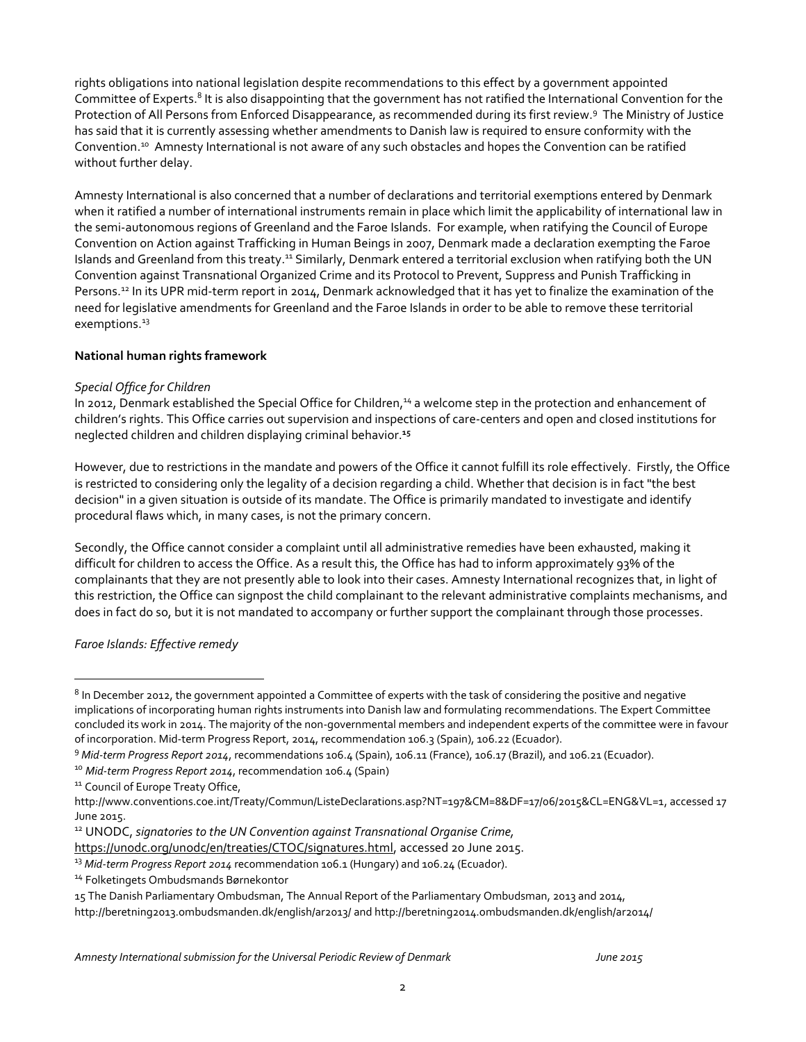rights obligations into national legislation despite recommendations to this effect by a government appointed Committee of Experts.[8] It is also disappointing that the government has not ratified the International Convention for the Protection of All Persons from Enforced Disappearance, as recommended during its first review.[9] The Ministry of Justice has said that it is currently assessing whether amendments to Danish law is required to ensure conformity with the Convention.[10] Amnesty International is not aware of any such obstacles and hopes the Convention can be ratified without further delay.

Amnesty International is also concerned that a number of declarations and territorial exemptions entered by Denmark when it ratified a number of international instruments remain in place which limit the applicability of international law in the semi-autonomous regions of Greenland and the Faroe Islands. For example, when ratifying the Council of Europe Convention on Action against Trafficking in Human Beings in 2007, Denmark made a declaration exempting the Faroe Islands and Greenland from this treaty.[11] Similarly, Denmark entered a territorial exclusion when ratifying both the UN Convention against Transnational Organized Crime and its Protocol to Prevent, Suppress and Punish Trafficking in Persons.[12] In its UPR mid-term report in 2014, Denmark acknowledged that it has yet to finalize the examination of the need for legislative amendments for Greenland and the Faroe Islands in order to be able to remove these territorial exemptions.[13]

**National human rights framework**

*Special Office for Children*

In 2012, Denmark established the Special Office for Children,[14] a welcome step in the protection and enhancement of children's rights. This Office carries out supervision and inspections of care-centers and open and closed institutions for neglected children and children displaying criminal behavior.[15]

However, due to restrictions in the mandate and powers of the Office it cannot fulfill its role effectively. Firstly, the Office is restricted to considering only the legality of a decision regarding a child. Whether that decision is in fact "the best decision" in a given situation is outside of its mandate. The Office is primarily mandated to investigate and identify procedural flaws which, in many cases, is not the primary concern.

Secondly, the Office cannot consider a complaint until all administrative remedies have been exhausted, making it difficult for children to access the Office. As a result this, the Office has had to inform approximately 93% of the complainants that they are not presently able to look into their cases. Amnesty International recognizes that, in light of this restriction, the Office can signpost the child complainant to the relevant administrative complaints mechanisms, and does in fact do so, but it is not mandated to accompany or further support the complainant through those processes.

*Faroe Islands: Effective remedy*

---

[8] In December 2012, the government appointed a Committee of experts with the task of considering the positive and negative implications of incorporating human rights instruments into Danish law and formulating recommendations. The Expert Committee concluded its work in 2014. The majority of the non-governmental members and independent experts of the committee were in favour of incorporation. Mid-term Progress Report, 2014, recommendation 106.3 (Spain), 106.22 (Ecuador).

[9] *Mid-term Progress Report 2014*, recommendations 106.4 (Spain), 106.11 (France), 106.17 (Brazil), and 106.21 (Ecuador).

[10] *Mid-term Progress Report 2014*, recommendation 106.4 (Spain)

[11] Council of Europe Treaty Office, http://www.conventions.coe.int/Treaty/Commun/ListeDeclarations.asp?NT=197&CM=8&DF=17/06/2015&CL=ENG&VL=1, accessed 17 June 2015.

[12] UNODC, *signatories to the UN Convention against Transnational Organise Crime*, https://unodc.org/unodc/en/treaties/CTOC/signatures.html, accessed 20 June 2015.

[13] *Mid-term Progress Report 2014* recommendation 106.1 (Hungary) and 106.24 (Ecuador).

[14] Folketingets Ombudsmands Børnekontor

[15] The Danish Parliamentary Ombudsman, The Annual Report of the Parliamentary Ombudsman, 2013 and 2014, http://beretning2013.ombudsmanden.dk/english/ar2013/ and http://beretning2014.ombudsmanden.dk/english/ar2014/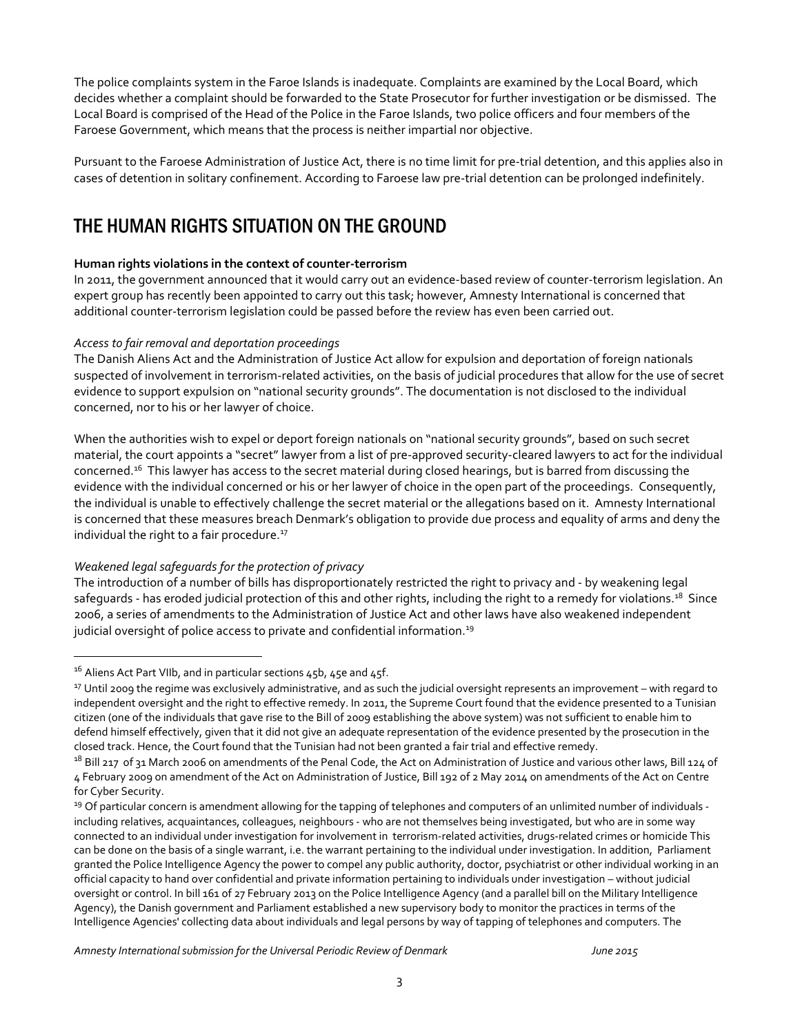The police complaints system in the Faroe Islands is inadequate. Complaints are examined by the Local Board, which decides whether a complaint should be forwarded to the State Prosecutor for further investigation or be dismissed. The Local Board is comprised of the Head of the Police in the Faroe Islands, two police officers and four members of the Faroese Government, which means that the process is neither impartial nor objective.

Pursuant to the Faroese Administration of Justice Act, there is no time limit for pre-trial detention, and this applies also in cases of detention in solitary confinement. According to Faroese law pre-trial detention can be prolonged indefinitely.

## THE HUMAN RIGHTS SITUATION ON THE GROUND

**Human rights violations in the context of counter-terrorism**

In 2011, the government announced that it would carry out an evidence-based review of counter-terrorism legislation. An expert group has recently been appointed to carry out this task; however, Amnesty International is concerned that additional counter-terrorism legislation could be passed before the review has even been carried out.

*Access to fair removal and deportation proceedings*

The Danish Aliens Act and the Administration of Justice Act allow for expulsion and deportation of foreign nationals suspected of involvement in terrorism-related activities, on the basis of judicial procedures that allow for the use of secret evidence to support expulsion on "national security grounds". The documentation is not disclosed to the individual concerned, nor to his or her lawyer of choice.

When the authorities wish to expel or deport foreign nationals on "national security grounds", based on such secret material, the court appoints a "secret" lawyer from a list of pre-approved security-cleared lawyers to act for the individual concerned.[16] This lawyer has access to the secret material during closed hearings, but is barred from discussing the evidence with the individual concerned or his or her lawyer of choice in the open part of the proceedings. Consequently, the individual is unable to effectively challenge the secret material or the allegations based on it. Amnesty International is concerned that these measures breach Denmark's obligation to provide due process and equality of arms and deny the individual the right to a fair procedure.[17]

*Weakened legal safeguards for the protection of privacy*

The introduction of a number of bills has disproportionately restricted the right to privacy and - by weakening legal safeguards - has eroded judicial protection of this and other rights, including the right to a remedy for violations.[18] Since 2006, a series of amendments to the Administration of Justice Act and other laws have also weakened independent judicial oversight of police access to private and confidential information.[19]

---

[16] Aliens Act Part VIIb, and in particular sections 45b, 45e and 45f.

[17] Until 2009 the regime was exclusively administrative, and as such the judicial oversight represents an improvement – with regard to independent oversight and the right to effective remedy. In 2011, the Supreme Court found that the evidence presented to a Tunisian citizen (one of the individuals that gave rise to the Bill of 2009 establishing the above system) was not sufficient to enable him to defend himself effectively, given that it did not give an adequate representation of the evidence presented by the prosecution in the closed track. Hence, the Court found that the Tunisian had not been granted a fair trial and effective remedy.

[18] Bill 217 of 31 March 2006 on amendments of the Penal Code, the Act on Administration of Justice and various other laws, Bill 124 of 4 February 2009 on amendment of the Act on Administration of Justice, Bill 192 of 2 May 2014 on amendments of the Act on Centre for Cyber Security.

[19] Of particular concern is amendment allowing for the tapping of telephones and computers of an unlimited number of individuals - including relatives, acquaintances, colleagues, neighbours - who are not themselves being investigated, but who are in some way connected to an individual under investigation for involvement in terrorism-related activities, drugs-related crimes or homicide This can be done on the basis of a single warrant, i.e. the warrant pertaining to the individual under investigation. In addition, Parliament granted the Police Intelligence Agency the power to compel any public authority, doctor, psychiatrist or other individual working in an official capacity to hand over confidential and private information pertaining to individuals under investigation – without judicial oversight or control. In bill 161 of 27 February 2013 on the Police Intelligence Agency (and a parallel bill on the Military Intelligence Agency), the Danish government and Parliament established a new supervisory body to monitor the practices in terms of the Intelligence Agencies' collecting data about individuals and legal persons by way of tapping of telephones and computers. The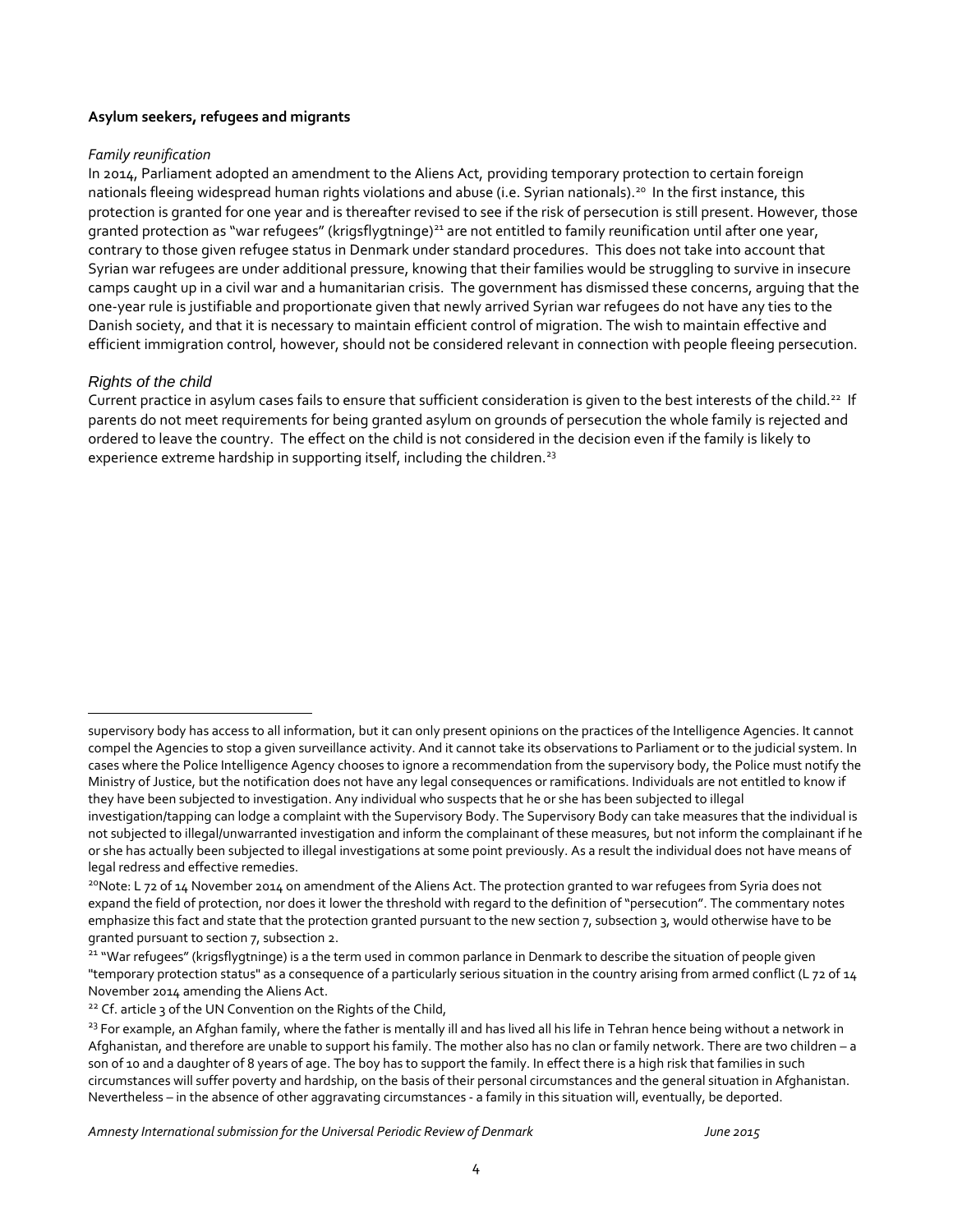**Asylum seekers, refugees and migrants**

*Family reunification*

In 2014, Parliament adopted an amendment to the Aliens Act, providing temporary protection to certain foreign nationals fleeing widespread human rights violations and abuse (i.e. Syrian nationals).[20] In the first instance, this protection is granted for one year and is thereafter revised to see if the risk of persecution is still present. However, those granted protection as "war refugees" (krigsflygtninge)[21] are not entitled to family reunification until after one year, contrary to those given refugee status in Denmark under standard procedures. This does not take into account that Syrian war refugees are under additional pressure, knowing that their families would be struggling to survive in insecure camps caught up in a civil war and a humanitarian crisis. The government has dismissed these concerns, arguing that the one-year rule is justifiable and proportionate given that newly arrived Syrian war refugees do not have any ties to the Danish society, and that it is necessary to maintain efficient control of migration. The wish to maintain effective and efficient immigration control, however, should not be considered relevant in connection with people fleeing persecution.

*Rights of the child*

Current practice in asylum cases fails to ensure that sufficient consideration is given to the best interests of the child.[22] If parents do not meet requirements for being granted asylum on grounds of persecution the whole family is rejected and ordered to leave the country. The effect on the child is not considered in the decision even if the family is likely to experience extreme hardship in supporting itself, including the children.[23]

---

supervisory body has access to all information, but it can only present opinions on the practices of the Intelligence Agencies. It cannot compel the Agencies to stop a given surveillance activity. And it cannot take its observations to Parliament or to the judicial system. In cases where the Police Intelligence Agency chooses to ignore a recommendation from the supervisory body, the Police must notify the Ministry of Justice, but the notification does not have any legal consequences or ramifications. Individuals are not entitled to know if they have been subjected to investigation. Any individual who suspects that he or she has been subjected to illegal investigation/tapping can lodge a complaint with the Supervisory Body. The Supervisory Body can take measures that the individual is not subjected to illegal/unwarranted investigation and inform the complainant of these measures, but not inform the complainant if he or she has actually been subjected to illegal investigations at some point previously. As a result the individual does not have means of legal redress and effective remedies.

[20]Note: L 72 of 14 November 2014 on amendment of the Aliens Act. The protection granted to war refugees from Syria does not expand the field of protection, nor does it lower the threshold with regard to the definition of "persecution". The commentary notes emphasize this fact and state that the protection granted pursuant to the new section 7, subsection 3, would otherwise have to be granted pursuant to section 7, subsection 2.

[21] "War refugees" (krigsflygtninge) is a the term used in common parlance in Denmark to describe the situation of people given "temporary protection status" as a consequence of a particularly serious situation in the country arising from armed conflict (L 72 of 14 November 2014 amending the Aliens Act.

[22] Cf. article 3 of the UN Convention on the Rights of the Child,

[23] For example, an Afghan family, where the father is mentally ill and has lived all his life in Tehran hence being without a network in Afghanistan, and therefore are unable to support his family. The mother also has no clan or family network. There are two children – a son of 10 and a daughter of 8 years of age. The boy has to support the family. In effect there is a high risk that families in such circumstances will suffer poverty and hardship, on the basis of their personal circumstances and the general situation in Afghanistan. Nevertheless – in the absence of other aggravating circumstances - a family in this situation will, eventually, be deported.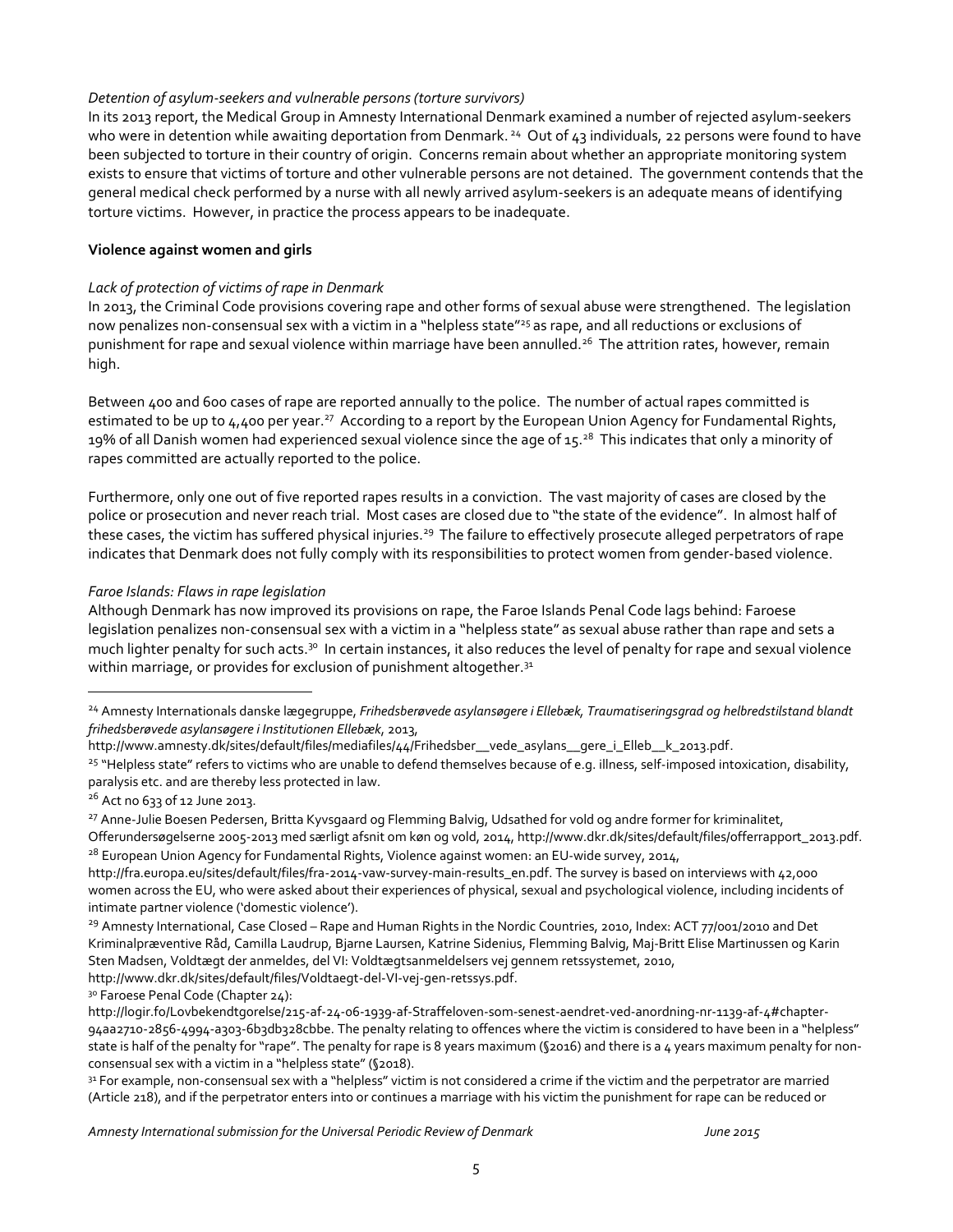*Detention of asylum-seekers and vulnerable persons (torture survivors)*

In its 2013 report, the Medical Group in Amnesty International Denmark examined a number of rejected asylum-seekers who were in detention while awaiting deportation from Denmark. [24] Out of 43 individuals, 22 persons were found to have been subjected to torture in their country of origin. Concerns remain about whether an appropriate monitoring system exists to ensure that victims of torture and other vulnerable persons are not detained. The government contends that the general medical check performed by a nurse with all newly arrived asylum-seekers is an adequate means of identifying torture victims. However, in practice the process appears to be inadequate.

**Violence against women and girls**

*Lack of protection of victims of rape in Denmark*

In 2013, the Criminal Code provisions covering rape and other forms of sexual abuse were strengthened. The legislation now penalizes non-consensual sex with a victim in a "helpless state"[25] as rape, and all reductions or exclusions of punishment for rape and sexual violence within marriage have been annulled.[26] The attrition rates, however, remain high.

Between 400 and 600 cases of rape are reported annually to the police. The number of actual rapes committed is estimated to be up to 4,400 per year.[27] According to a report by the European Union Agency for Fundamental Rights, 19% of all Danish women had experienced sexual violence since the age of 15.[28] This indicates that only a minority of rapes committed are actually reported to the police.

Furthermore, only one out of five reported rapes results in a conviction. The vast majority of cases are closed by the police or prosecution and never reach trial. Most cases are closed due to "the state of the evidence". In almost half of these cases, the victim has suffered physical injuries.[29] The failure to effectively prosecute alleged perpetrators of rape indicates that Denmark does not fully comply with its responsibilities to protect women from gender-based violence.

*Faroe Islands: Flaws in rape legislation*

Although Denmark has now improved its provisions on rape, the Faroe Islands Penal Code lags behind: Faroese legislation penalizes non-consensual sex with a victim in a "helpless state" as sexual abuse rather than rape and sets a much lighter penalty for such acts.[30] In certain instances, it also reduces the level of penalty for rape and sexual violence within marriage, or provides for exclusion of punishment altogether.[31]

---

[24] Amnesty Internationals danske lægegruppe, *Frihedsberøvede asylansøgere i Ellebæk, Traumatiseringsgrad og helbredstilstand blandt frihedsberøvede asylansøgere i Institutionen Ellebæk*, 2013, http://www.amnesty.dk/sites/default/files/mediafiles/44/Frihedsber__vede_asylans__gere_i_Elleb__k_2013.pdf.

[25] "Helpless state" refers to victims who are unable to defend themselves because of e.g. illness, self-imposed intoxication, disability, paralysis etc. and are thereby less protected in law.

[26] Act no 633 of 12 June 2013.

[27] Anne-Julie Boesen Pedersen, Britta Kyvsgaard og Flemming Balvig, Udsathed for vold og andre former for kriminalitet, Offerundersøgelserne 2005-2013 med særligt afsnit om køn og vold, 2014, http://www.dkr.dk/sites/default/files/offerrapport_2013.pdf.

[28] European Union Agency for Fundamental Rights, Violence against women: an EU-wide survey, 2014, http://fra.europa.eu/sites/default/files/fra-2014-vaw-survey-main-results_en.pdf. The survey is based on interviews with 42,000 women across the EU, who were asked about their experiences of physical, sexual and psychological violence, including incidents of intimate partner violence ('domestic violence').

[29] Amnesty International, Case Closed – Rape and Human Rights in the Nordic Countries, 2010, Index: ACT 77/001/2010 and Det Kriminalpræventive Råd, Camilla Laudrup, Bjarne Laursen, Katrine Sidenius, Flemming Balvig, Maj-Britt Elise Martinussen og Karin Sten Madsen, Voldtægt der anmeldes, del VI: Voldtægtsanmeldelsers vej gennem retssystemet, 2010, http://www.dkr.dk/sites/default/files/Voldtaegt-del-VI-vej-gen-retssys.pdf.

[30] Faroese Penal Code (Chapter 24): http://logir.fo/Lovbekendtgorelse/215-af-24-06-1939-af-Straffeloven-som-senest-aendret-ved-anordning-nr-1139-af-4#chapter-94aa2710-2856-4994-a303-6b3db328cbbe. The penalty relating to offences where the victim is considered to have been in a "helpless" state is half of the penalty for "rape". The penalty for rape is 8 years maximum (§2016) and there is a 4 years maximum penalty for non-consensual sex with a victim in a "helpless state" (§2018).

[31] For example, non-consensual sex with a "helpless" victim is not considered a crime if the victim and the perpetrator are married (Article 218), and if the perpetrator enters into or continues a marriage with his victim the punishment for rape can be reduced or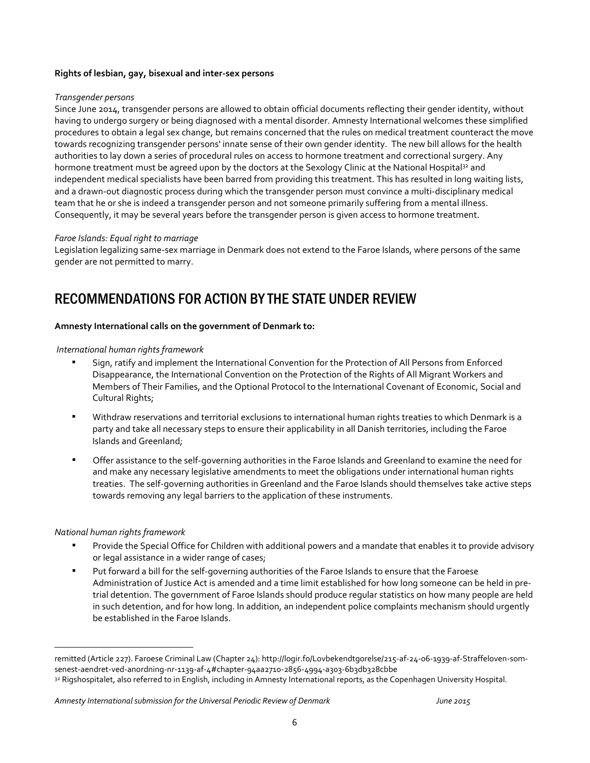**Rights of lesbian, gay, bisexual and inter-sex persons**

*Transgender persons*

Since June 2014, transgender persons are allowed to obtain official documents reflecting their gender identity, without having to undergo surgery or being diagnosed with a mental disorder. Amnesty International welcomes these simplified procedures to obtain a legal sex change, but remains concerned that the rules on medical treatment counteract the move towards recognizing transgender persons' innate sense of their own gender identity. The new bill allows for the health authorities to lay down a series of procedural rules on access to hormone treatment and correctional surgery. Any hormone treatment must be agreed upon by the doctors at the Sexology Clinic at the National Hospital[32] and independent medical specialists have been barred from providing this treatment. This has resulted in long waiting lists, and a drawn-out diagnostic process during which the transgender person must convince a multi-disciplinary medical team that he or she is indeed a transgender person and not someone primarily suffering from a mental illness. Consequently, it may be several years before the transgender person is given access to hormone treatment.

*Faroe Islands: Equal right to marriage*

Legislation legalizing same-sex marriage in Denmark does not extend to the Faroe Islands, where persons of the same gender are not permitted to marry.

# RECOMMENDATIONS FOR ACTION BY THE STATE UNDER REVIEW

**Amnesty International calls on the government of Denmark to:**

*International human rights framework*

- Sign, ratify and implement the International Convention for the Protection of All Persons from Enforced Disappearance, the International Convention on the Protection of the Rights of All Migrant Workers and Members of Their Families, and the Optional Protocol to the International Covenant of Economic, Social and Cultural Rights;
- Withdraw reservations and territorial exclusions to international human rights treaties to which Denmark is a party and take all necessary steps to ensure their applicability in all Danish territories, including the Faroe Islands and Greenland;
- Offer assistance to the self-governing authorities in the Faroe Islands and Greenland to examine the need for and make any necessary legislative amendments to meet the obligations under international human rights treaties. The self-governing authorities in Greenland and the Faroe Islands should themselves take active steps towards removing any legal barriers to the application of these instruments.

*National human rights framework*

- Provide the Special Office for Children with additional powers and a mandate that enables it to provide advisory or legal assistance in a wider range of cases;
- Put forward a bill for the self-governing authorities of the Faroe Islands to ensure that the Faroese Administration of Justice Act is amended and a time limit established for how long someone can be held in pre-trial detention. The government of Faroe Islands should produce regular statistics on how many people are held in such detention, and for how long. In addition, an independent police complaints mechanism should urgently be established in the Faroe Islands.

---

remitted (Article 227). Faroese Criminal Law (Chapter 24): http://logir.fo/Lovbekendtgorelse/215-af-24-06-1939-af-Straffeloven-som-senest-aendret-ved-anordning-nr-1139-af-4#chapter-94aa2710-2856-4994-a303-6b3db328cbbe

[32] Rigshospitalet, also referred to in English, including in Amnesty International reports, as the Copenhagen University Hospital.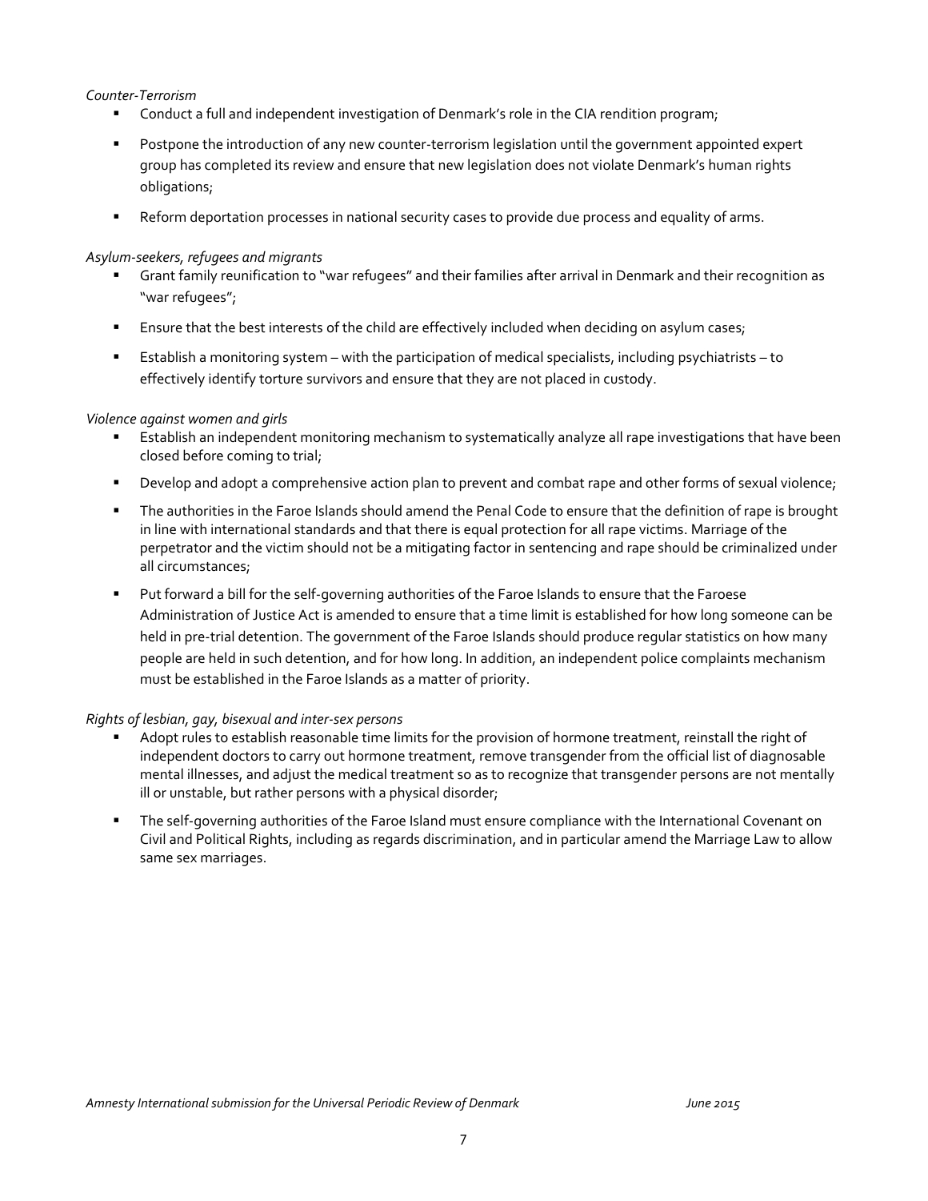*Counter-Terrorism*

- Conduct a full and independent investigation of Denmark's role in the CIA rendition program;
- Postpone the introduction of any new counter-terrorism legislation until the government appointed expert group has completed its review and ensure that new legislation does not violate Denmark's human rights obligations;
- Reform deportation processes in national security cases to provide due process and equality of arms.

*Asylum-seekers, refugees and migrants*

- Grant family reunification to "war refugees" and their families after arrival in Denmark and their recognition as "war refugees";
- Ensure that the best interests of the child are effectively included when deciding on asylum cases;
- Establish a monitoring system – with the participation of medical specialists, including psychiatrists – to effectively identify torture survivors and ensure that they are not placed in custody.

*Violence against women and girls*

- Establish an independent monitoring mechanism to systematically analyze all rape investigations that have been closed before coming to trial;
- Develop and adopt a comprehensive action plan to prevent and combat rape and other forms of sexual violence;
- The authorities in the Faroe Islands should amend the Penal Code to ensure that the definition of rape is brought in line with international standards and that there is equal protection for all rape victims. Marriage of the perpetrator and the victim should not be a mitigating factor in sentencing and rape should be criminalized under all circumstances;
- Put forward a bill for the self-governing authorities of the Faroe Islands to ensure that the Faroese Administration of Justice Act is amended to ensure that a time limit is established for how long someone can be held in pre-trial detention. The government of the Faroe Islands should produce regular statistics on how many people are held in such detention, and for how long. In addition, an independent police complaints mechanism must be established in the Faroe Islands as a matter of priority.

*Rights of lesbian, gay, bisexual and inter-sex persons*

- Adopt rules to establish reasonable time limits for the provision of hormone treatment, reinstall the right of independent doctors to carry out hormone treatment, remove transgender from the official list of diagnosable mental illnesses, and adjust the medical treatment so as to recognize that transgender persons are not mentally ill or unstable, but rather persons with a physical disorder;
- The self-governing authorities of the Faroe Island must ensure compliance with the International Covenant on Civil and Political Rights, including as regards discrimination, and in particular amend the Marriage Law to allow same sex marriages.